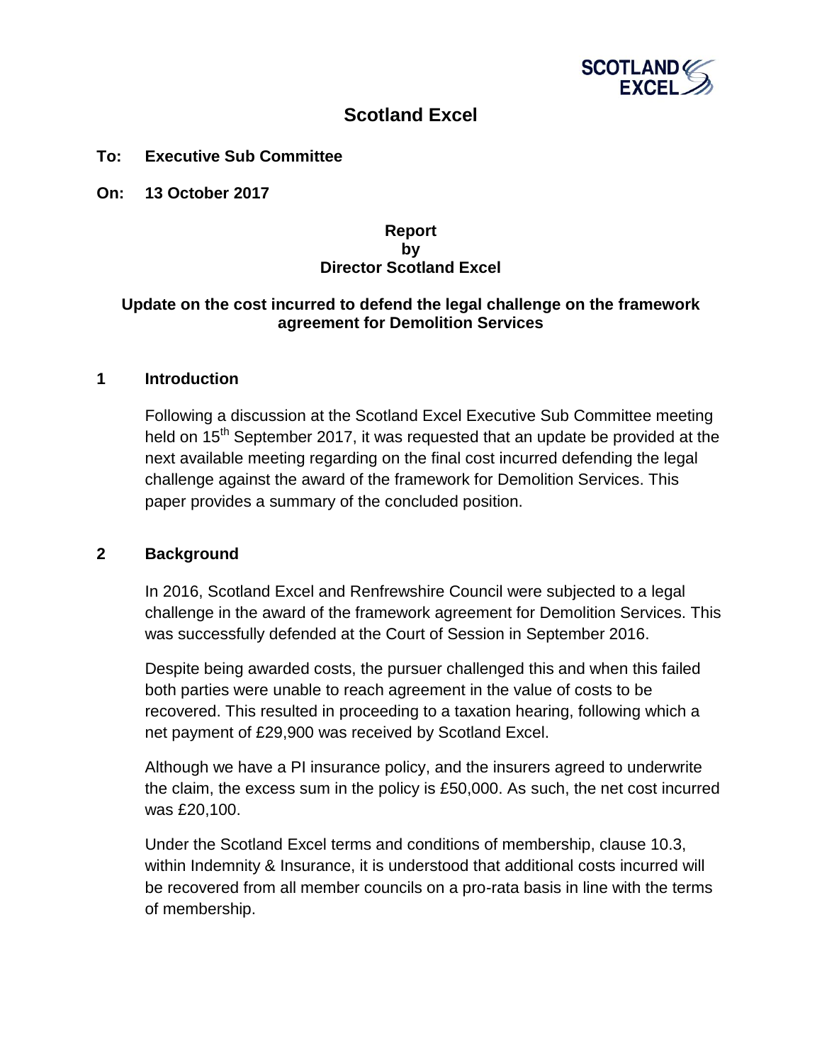# Scotland Excel

**To: Executive Sub Committee**

**On: 13 October 2017**

**Report**
**by**
**Director Scotland Excel**

**Update on the cost incurred to defend the legal challenge on the framework agreement for Demolition Services**

## 1 Introduction

Following a discussion at the Scotland Excel Executive Sub Committee meeting held on 15th September 2017, it was requested that an update be provided at the next available meeting regarding on the final cost incurred defending the legal challenge against the award of the framework for Demolition Services. This paper provides a summary of the concluded position.

## 2 Background

In 2016, Scotland Excel and Renfrewshire Council were subjected to a legal challenge in the award of the framework agreement for Demolition Services. This was successfully defended at the Court of Session in September 2016.

Despite being awarded costs, the pursuer challenged this and when this failed both parties were unable to reach agreement in the value of costs to be recovered. This resulted in proceeding to a taxation hearing, following which a net payment of £29,900 was received by Scotland Excel.

Although we have a PI insurance policy, and the insurers agreed to underwrite the claim, the excess sum in the policy is £50,000. As such, the net cost incurred was £20,100.

Under the Scotland Excel terms and conditions of membership, clause 10.3, within Indemnity & Insurance, it is understood that additional costs incurred will be recovered from all member councils on a pro-rata basis in line with the terms of membership.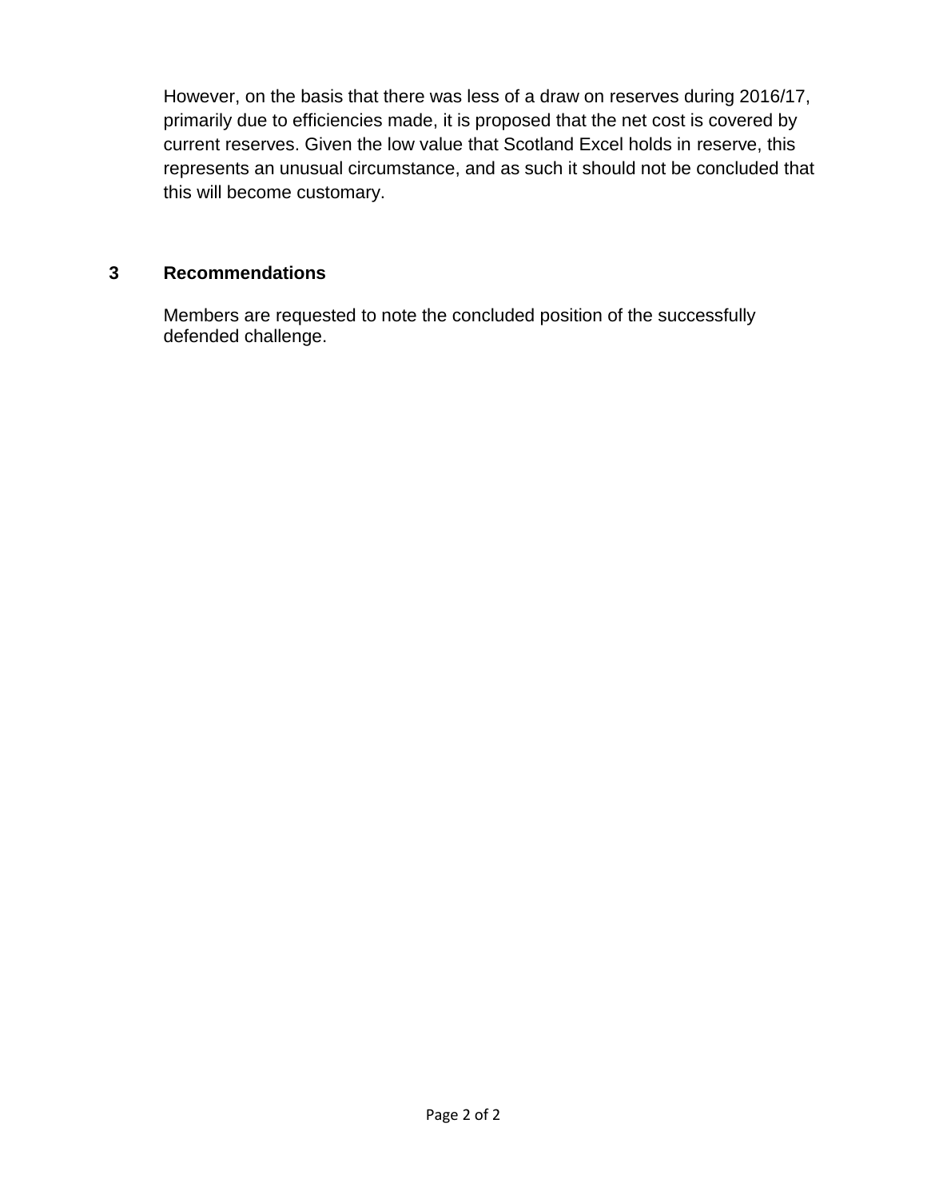However, on the basis that there was less of a draw on reserves during 2016/17, primarily due to efficiencies made, it is proposed that the net cost is covered by current reserves. Given the low value that Scotland Excel holds in reserve, this represents an unusual circumstance, and as such it should not be concluded that this will become customary.

## 3 Recommendations

Members are requested to note the concluded position of the successfully defended challenge.